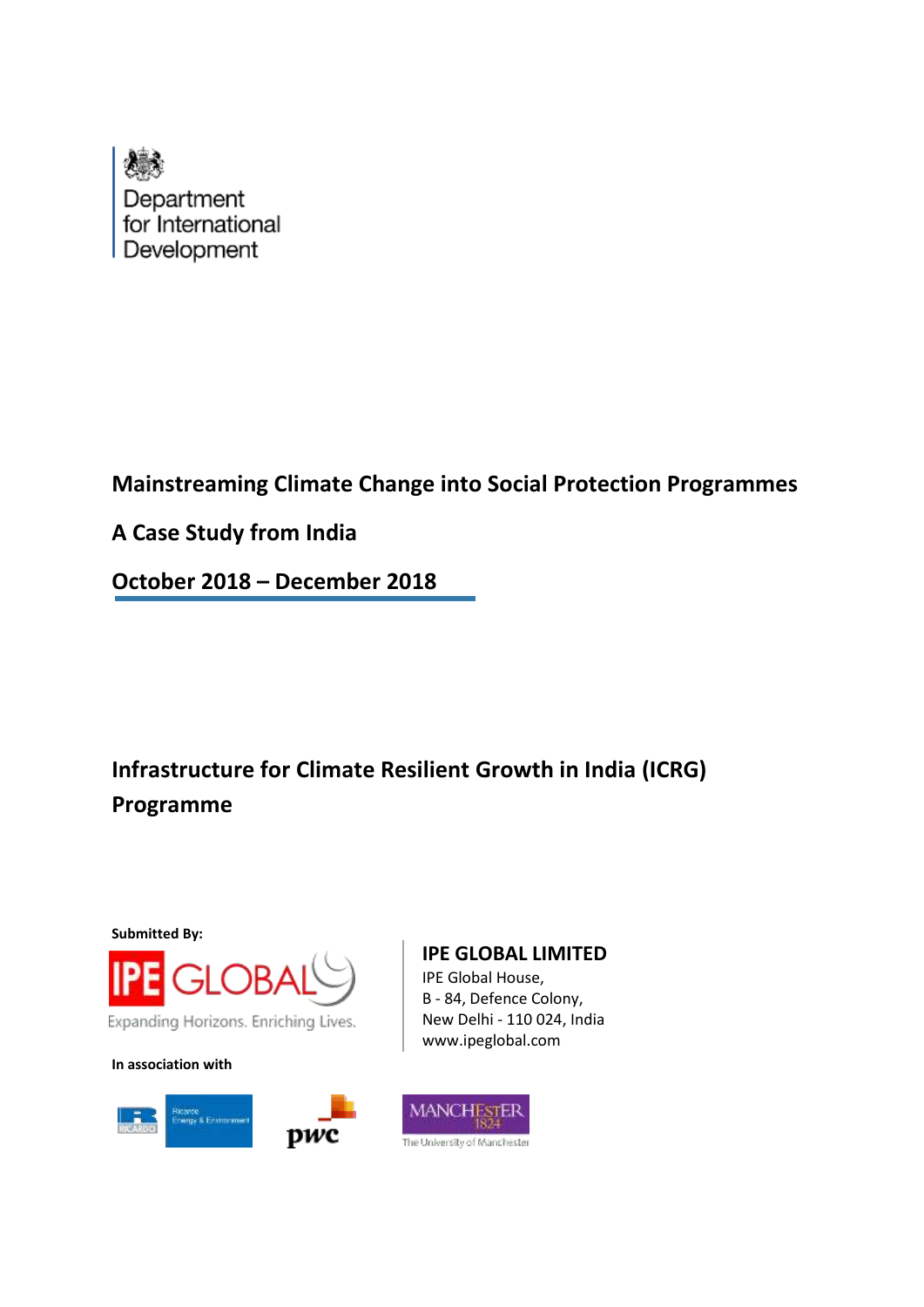Department for International Development

# Mainstreaming Climate Change into Social Protection Programmes

## A Case Study from India

## October 2018 – December 2018

## Infrastructure for Climate Resilient Growth in India (ICRG) Programme

**Submitted By:**

IPE GLOBAL

Expanding Horizons. Enriching Lives.

**IPE GLOBAL LIMITED**
IPE Global House,
B - 84, Defence Colony,
New Delhi - 110 024, India
www.ipeglobal.com

**In association with**

Ricardo Energy & Environment

pwc

MANCHESTER 1824 The University of Manchester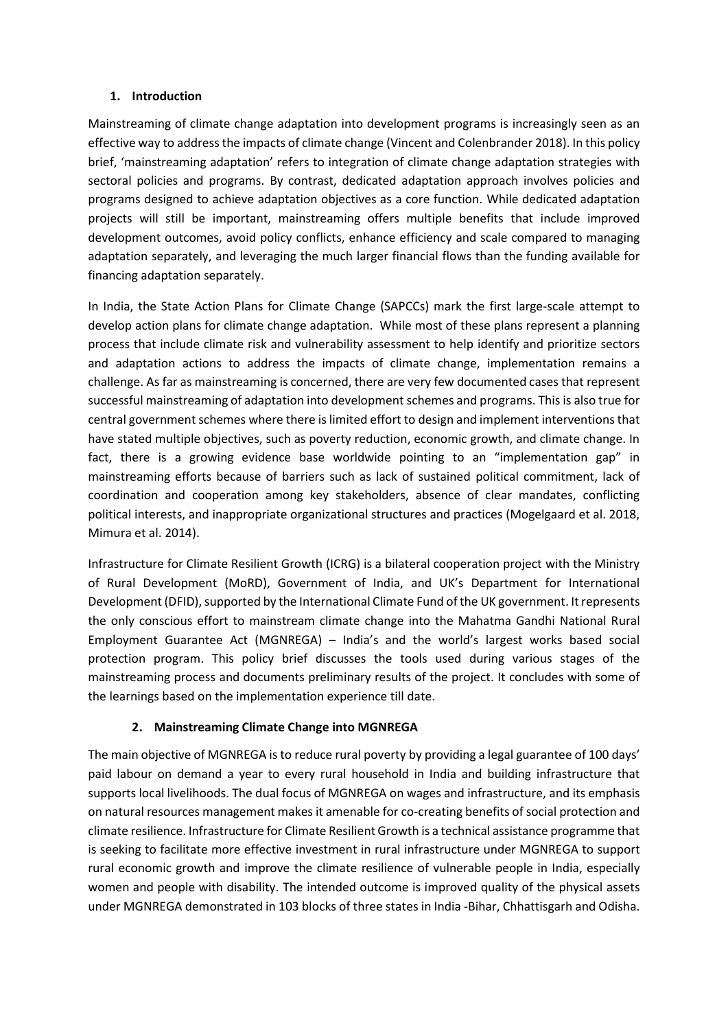## 1. Introduction

Mainstreaming of climate change adaptation into development programs is increasingly seen as an effective way to address the impacts of climate change (Vincent and Colenbrander 2018). In this policy brief, 'mainstreaming adaptation' refers to integration of climate change adaptation strategies with sectoral policies and programs. By contrast, dedicated adaptation approach involves policies and programs designed to achieve adaptation objectives as a core function. While dedicated adaptation projects will still be important, mainstreaming offers multiple benefits that include improved development outcomes, avoid policy conflicts, enhance efficiency and scale compared to managing adaptation separately, and leveraging the much larger financial flows than the funding available for financing adaptation separately.

In India, the State Action Plans for Climate Change (SAPCCs) mark the first large-scale attempt to develop action plans for climate change adaptation. While most of these plans represent a planning process that include climate risk and vulnerability assessment to help identify and prioritize sectors and adaptation actions to address the impacts of climate change, implementation remains a challenge. As far as mainstreaming is concerned, there are very few documented cases that represent successful mainstreaming of adaptation into development schemes and programs. This is also true for central government schemes where there is limited effort to design and implement interventions that have stated multiple objectives, such as poverty reduction, economic growth, and climate change. In fact, there is a growing evidence base worldwide pointing to an "implementation gap" in mainstreaming efforts because of barriers such as lack of sustained political commitment, lack of coordination and cooperation among key stakeholders, absence of clear mandates, conflicting political interests, and inappropriate organizational structures and practices (Mogelgaard et al. 2018, Mimura et al. 2014).

Infrastructure for Climate Resilient Growth (ICRG) is a bilateral cooperation project with the Ministry of Rural Development (MoRD), Government of India, and UK's Department for International Development (DFID), supported by the International Climate Fund of the UK government. It represents the only conscious effort to mainstream climate change into the Mahatma Gandhi National Rural Employment Guarantee Act (MGNREGA) – India's and the world's largest works based social protection program. This policy brief discusses the tools used during various stages of the mainstreaming process and documents preliminary results of the project. It concludes with some of the learnings based on the implementation experience till date.

## 2. Mainstreaming Climate Change into MGNREGA

The main objective of MGNREGA is to reduce rural poverty by providing a legal guarantee of 100 days' paid labour on demand a year to every rural household in India and building infrastructure that supports local livelihoods. The dual focus of MGNREGA on wages and infrastructure, and its emphasis on natural resources management makes it amenable for co-creating benefits of social protection and climate resilience. Infrastructure for Climate Resilient Growth is a technical assistance programme that is seeking to facilitate more effective investment in rural infrastructure under MGNREGA to support rural economic growth and improve the climate resilience of vulnerable people in India, especially women and people with disability. The intended outcome is improved quality of the physical assets under MGNREGA demonstrated in 103 blocks of three states in India -Bihar, Chhattisgarh and Odisha.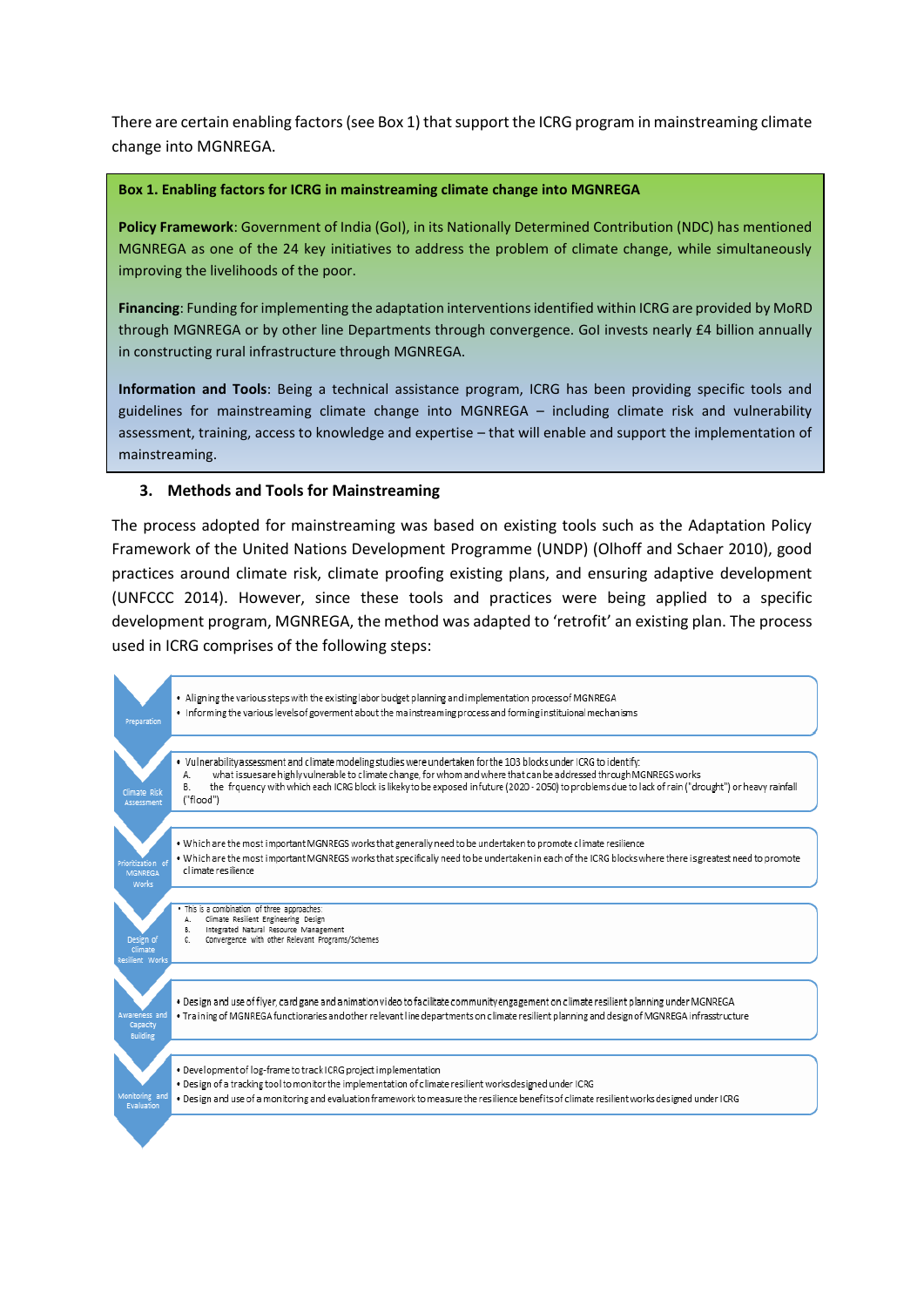There are certain enabling factors (see Box 1) that support the ICRG program in mainstreaming climate change into MGNREGA.

**Box 1. Enabling factors for ICRG in mainstreaming climate change into MGNREGA**

**Policy Framework**: Government of India (GoI), in its Nationally Determined Contribution (NDC) has mentioned MGNREGA as one of the 24 key initiatives to address the problem of climate change, while simultaneously improving the livelihoods of the poor.

**Financing**: Funding for implementing the adaptation interventions identified within ICRG are provided by MoRD through MGNREGA or by other line Departments through convergence. GoI invests nearly £4 billion annually in constructing rural infrastructure through MGNREGA.

**Information and Tools**: Being a technical assistance program, ICRG has been providing specific tools and guidelines for mainstreaming climate change into MGNREGA – including climate risk and vulnerability assessment, training, access to knowledge and expertise – that will enable and support the implementation of mainstreaming.

### 3. Methods and Tools for Mainstreaming

The process adopted for mainstreaming was based on existing tools such as the Adaptation Policy Framework of the United Nations Development Programme (UNDP) (Olhoff and Schaer 2010), good practices around climate risk, climate proofing existing plans, and ensuring adaptive development (UNFCCC 2014). However, since these tools and practices were being applied to a specific development program, MGNREGA, the method was adapted to 'retrofit' an existing plan. The process used in ICRG comprises of the following steps:

**Preparation**
- Aligning the various steps with the existing labor budget planning and implementation process of MGNREGA
- Informing the various levels of goverment about the mainstreaming process and forming instituional mechanisms

**Climate Risk Assessment**
- Vulnerability assessment and climate modeling studies were undertaken for the 103 blocks under ICRG to identify:
  - A. what issues are highly vulnerable to climate change, for whom and where that can be addressed through MGNREGS works
  - B. the frquency with which each ICRG block is likely to be exposed in future (2020 - 2050) to problems due to lack of rain ("drought") or heavy rainfall ("flood")

**Prioritization of MGNREGA Works**
- Which are the most important MGNREGS works that generally need to be undertaken to promote climate resilience
- Which are the most important MGNREGS works that specificaly need to be undertaken in each of the ICRG blocks where there is greatest need to promote climate resilience

**Design of Climate Resilient Works**
- This is a combination of three approaches:
  - A. Climate Resilient Engineering Design
  - B. Integrated Natural Resource Management
  - C. Convergence with other Relevant Programs/Schemes

**Awareness and Capacity Building**
- Design and use of flyer, card gane and animation video to facilitate community engagement on climate resilient planning under MGNREGA
- Training of MGNREGA functionaries and other relevant line departments on climate resilient planning and design of MGNREGA infrasstructure

**Monitoring and Evaluation**
- Development of log-frame to track ICRG project implementation
- Design of a tracking tool to monitor the implementation of climate resilient works designed under ICRG
- Design and use of a monitoring and evaluation framework to measure the resilience benefits of climate resilient works designed under ICRG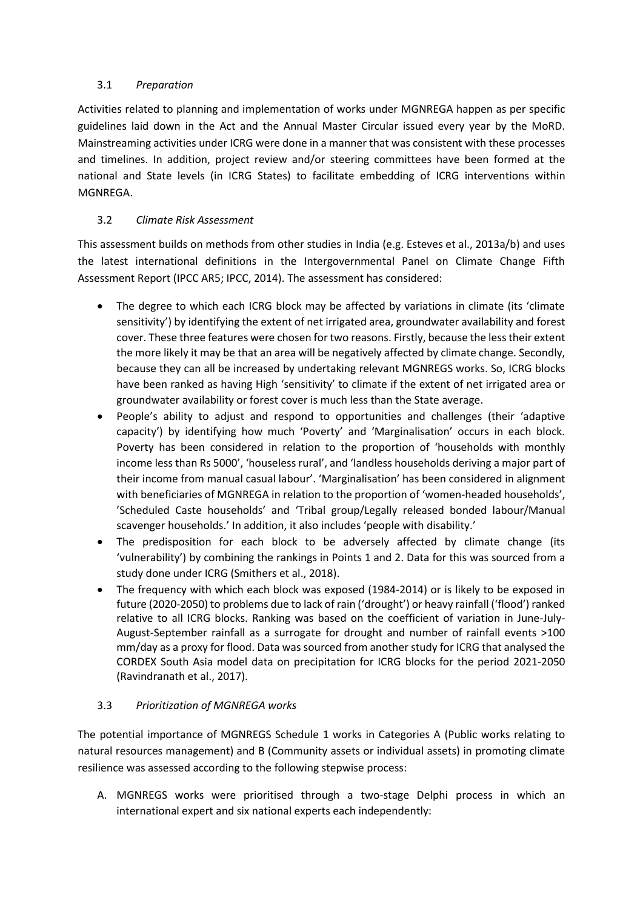### 3.1 *Preparation*

Activities related to planning and implementation of works under MGNREGA happen as per specific guidelines laid down in the Act and the Annual Master Circular issued every year by the MoRD. Mainstreaming activities under ICRG were done in a manner that was consistent with these processes and timelines. In addition, project review and/or steering committees have been formed at the national and State levels (in ICRG States) to facilitate embedding of ICRG interventions within MGNREGA.

### 3.2 *Climate Risk Assessment*

This assessment builds on methods from other studies in India (e.g. Esteves et al., 2013a/b) and uses the latest international definitions in the Intergovernmental Panel on Climate Change Fifth Assessment Report (IPCC AR5; IPCC, 2014). The assessment has considered:

- The degree to which each ICRG block may be affected by variations in climate (its 'climate sensitivity') by identifying the extent of net irrigated area, groundwater availability and forest cover. These three features were chosen for two reasons. Firstly, because the less their extent the more likely it may be that an area will be negatively affected by climate change. Secondly, because they can all be increased by undertaking relevant MGNREGS works. So, ICRG blocks have been ranked as having High 'sensitivity' to climate if the extent of net irrigated area or groundwater availability or forest cover is much less than the State average.
- People's ability to adjust and respond to opportunities and challenges (their 'adaptive capacity') by identifying how much 'Poverty' and 'Marginalisation' occurs in each block. Poverty has been considered in relation to the proportion of 'households with monthly income less than Rs 5000', 'houseless rural', and 'landless households deriving a major part of their income from manual casual labour'. 'Marginalisation' has been considered in alignment with beneficiaries of MGNREGA in relation to the proportion of 'women-headed households', 'Scheduled Caste households' and 'Tribal group/Legally released bonded labour/Manual scavenger households.' In addition, it also includes 'people with disability.'
- The predisposition for each block to be adversely affected by climate change (its 'vulnerability') by combining the rankings in Points 1 and 2. Data for this was sourced from a study done under ICRG (Smithers et al., 2018).
- The frequency with which each block was exposed (1984-2014) or is likely to be exposed in future (2020-2050) to problems due to lack of rain ('drought') or heavy rainfall ('flood') ranked relative to all ICRG blocks. Ranking was based on the coefficient of variation in June-July-August-September rainfall as a surrogate for drought and number of rainfall events >100 mm/day as a proxy for flood. Data was sourced from another study for ICRG that analysed the CORDEX South Asia model data on precipitation for ICRG blocks for the period 2021-2050 (Ravindranath et al., 2017).

### 3.3 *Prioritization of MGNREGA works*

The potential importance of MGNREGS Schedule 1 works in Categories A (Public works relating to natural resources management) and B (Community assets or individual assets) in promoting climate resilience was assessed according to the following stepwise process:

A. MGNREGS works were prioritised through a two-stage Delphi process in which an international expert and six national experts each independently: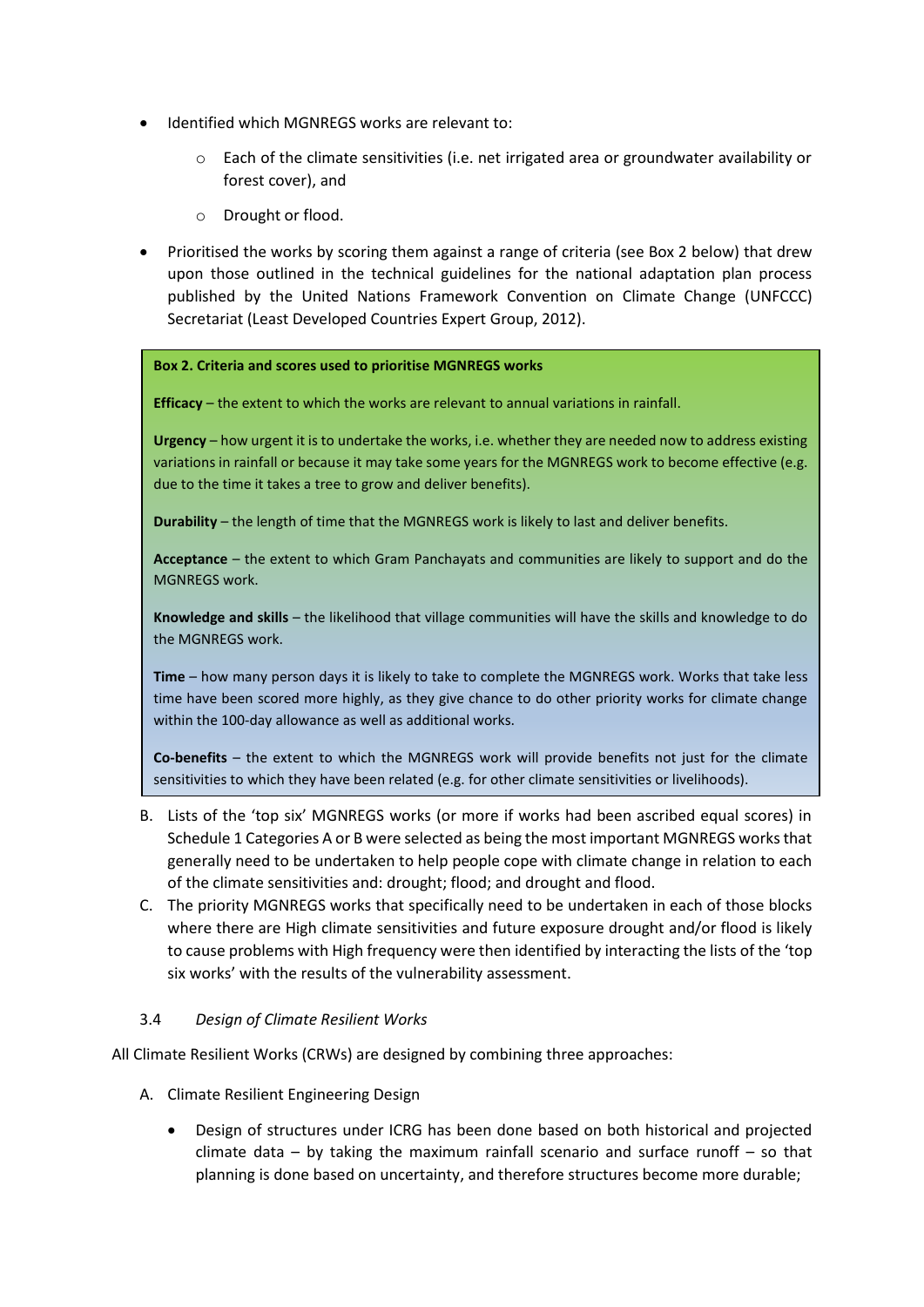- Identified which MGNREGS works are relevant to:
    - Each of the climate sensitivities (i.e. net irrigated area or groundwater availability or forest cover), and
    - Drought or flood.
- Prioritised the works by scoring them against a range of criteria (see Box 2 below) that drew upon those outlined in the technical guidelines for the national adaptation plan process published by the United Nations Framework Convention on Climate Change (UNFCCC) Secretariat (Least Developed Countries Expert Group, 2012).

> **Box 2. Criteria and scores used to prioritise MGNREGS works**
>
> **Efficacy** – the extent to which the works are relevant to annual variations in rainfall.
>
> **Urgency** – how urgent it is to undertake the works, i.e. whether they are needed now to address existing variations in rainfall or because it may take some years for the MGNREGS work to become effective (e.g. due to the time it takes a tree to grow and deliver benefits).
>
> **Durability** – the length of time that the MGNREGS work is likely to last and deliver benefits.
>
> **Acceptance** – the extent to which Gram Panchayats and communities are likely to support and do the MGNREGS work.
>
> **Knowledge and skills** – the likelihood that village communities will have the skills and knowledge to do the MGNREGS work.
>
> **Time** – how many person days it is likely to take to complete the MGNREGS work. Works that take less time have been scored more highly, as they give chance to do other priority works for climate change within the 100-day allowance as well as additional works.
>
> **Co-benefits** – the extent to which the MGNREGS work will provide benefits not just for the climate sensitivities to which they have been related (e.g. for other climate sensitivities or livelihoods).

B. Lists of the 'top six' MGNREGS works (or more if works had been ascribed equal scores) in Schedule 1 Categories A or B were selected as being the most important MGNREGS works that generally need to be undertaken to help people cope with climate change in relation to each of the climate sensitivities and: drought; flood; and drought and flood.

C. The priority MGNREGS works that specifically need to be undertaken in each of those blocks where there are High climate sensitivities and future exposure drought and/or flood is likely to cause problems with High frequency were then identified by interacting the lists of the 'top six works' with the results of the vulnerability assessment.

### 3.4 *Design of Climate Resilient Works*

All Climate Resilient Works (CRWs) are designed by combining three approaches:

A. Climate Resilient Engineering Design

- Design of structures under ICRG has been done based on both historical and projected climate data – by taking the maximum rainfall scenario and surface runoff – so that planning is done based on uncertainty, and therefore structures become more durable;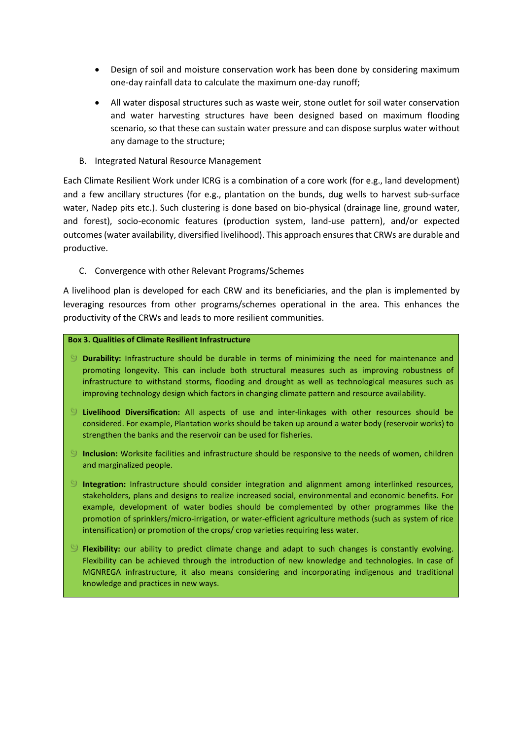- Design of soil and moisture conservation work has been done by considering maximum one-day rainfall data to calculate the maximum one-day runoff;
- All water disposal structures such as waste weir, stone outlet for soil water conservation and water harvesting structures have been designed based on maximum flooding scenario, so that these can sustain water pressure and can dispose surplus water without any damage to the structure;

B. Integrated Natural Resource Management

Each Climate Resilient Work under ICRG is a combination of a core work (for e.g., land development) and a few ancillary structures (for e.g., plantation on the bunds, dug wells to harvest sub-surface water, Nadep pits etc.). Such clustering is done based on bio-physical (drainage line, ground water, and forest), socio-economic features (production system, land-use pattern), and/or expected outcomes (water availability, diversified livelihood). This approach ensures that CRWs are durable and productive.

C. Convergence with other Relevant Programs/Schemes

A livelihood plan is developed for each CRW and its beneficiaries, and the plan is implemented by leveraging resources from other programs/schemes operational in the area. This enhances the productivity of the CRWs and leads to more resilient communities.

**Box 3. Qualities of Climate Resilient Infrastructure**

- **Durability:** Infrastructure should be durable in terms of minimizing the need for maintenance and promoting longevity. This can include both structural measures such as improving robustness of infrastructure to withstand storms, flooding and drought as well as technological measures such as improving technology design which factors in changing climate pattern and resource availability.
- **Livelihood Diversification:** All aspects of use and inter-linkages with other resources should be considered. For example, Plantation works should be taken up around a water body (reservoir works) to strengthen the banks and the reservoir can be used for fisheries.
- **Inclusion:** Worksite facilities and infrastructure should be responsive to the needs of women, children and marginalized people.
- **Integration:** Infrastructure should consider integration and alignment among interlinked resources, stakeholders, plans and designs to realize increased social, environmental and economic benefits. For example, development of water bodies should be complemented by other programmes like the promotion of sprinklers/micro-irrigation, or water-efficient agriculture methods (such as system of rice intensification) or promotion of the crops/ crop varieties requiring less water.
- **Flexibility:** our ability to predict climate change and adapt to such changes is constantly evolving. Flexibility can be achieved through the introduction of new knowledge and technologies. In case of MGNREGA infrastructure, it also means considering and incorporating indigenous and traditional knowledge and practices in new ways.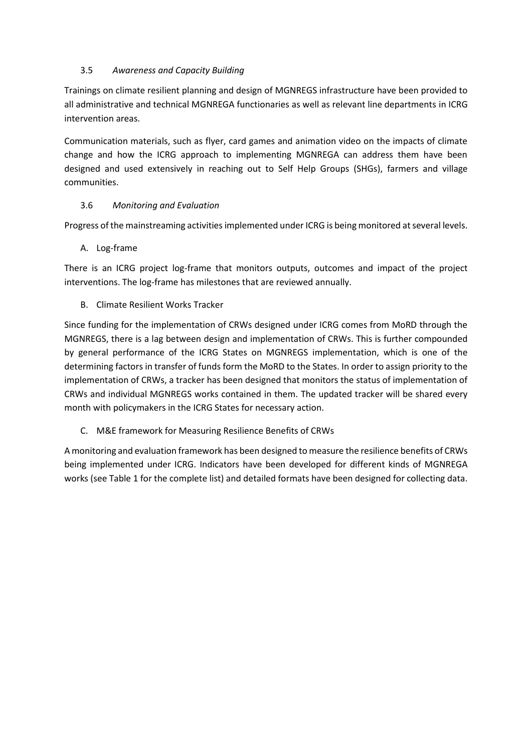### 3.5 *Awareness and Capacity Building*

Trainings on climate resilient planning and design of MGNREGS infrastructure have been provided to all administrative and technical MGNREGA functionaries as well as relevant line departments in ICRG intervention areas.

Communication materials, such as flyer, card games and animation video on the impacts of climate change and how the ICRG approach to implementing MGNREGA can address them have been designed and used extensively in reaching out to Self Help Groups (SHGs), farmers and village communities.

### 3.6 *Monitoring and Evaluation*

Progress of the mainstreaming activities implemented under ICRG is being monitored at several levels.

A. Log-frame

There is an ICRG project log-frame that monitors outputs, outcomes and impact of the project interventions. The log-frame has milestones that are reviewed annually.

B. Climate Resilient Works Tracker

Since funding for the implementation of CRWs designed under ICRG comes from MoRD through the MGNREGS, there is a lag between design and implementation of CRWs. This is further compounded by general performance of the ICRG States on MGNREGS implementation, which is one of the determining factors in transfer of funds form the MoRD to the States. In order to assign priority to the implementation of CRWs, a tracker has been designed that monitors the status of implementation of CRWs and individual MGNREGS works contained in them. The updated tracker will be shared every month with policymakers in the ICRG States for necessary action.

C. M&E framework for Measuring Resilience Benefits of CRWs

A monitoring and evaluation framework has been designed to measure the resilience benefits of CRWs being implemented under ICRG. Indicators have been developed for different kinds of MGNREGA works (see Table 1 for the complete list) and detailed formats have been designed for collecting data.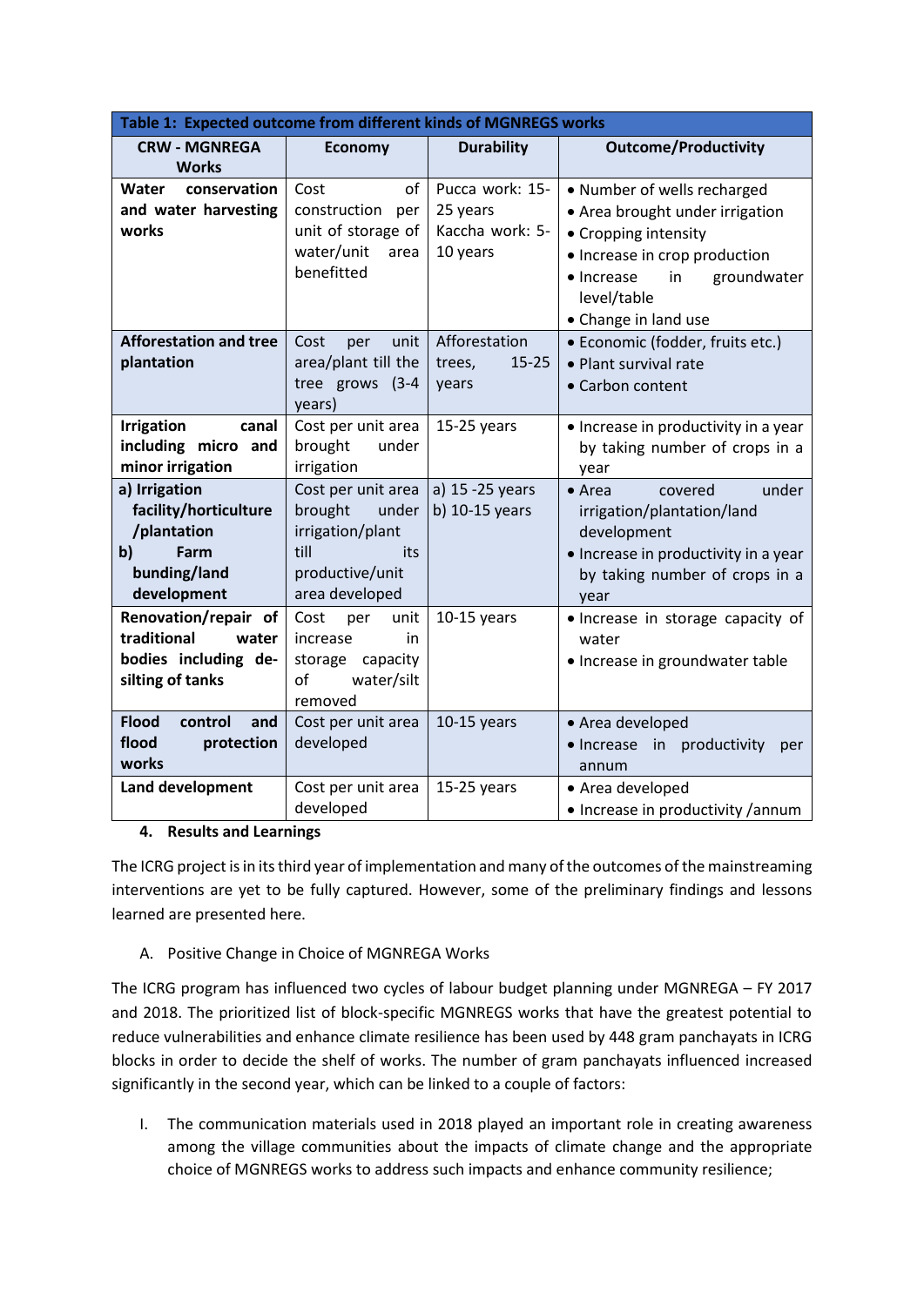**Table 1: Expected outcome from different kinds of MGNREGS works**

| CRW - MGNREGA Works | Economy | Durability | Outcome/Productivity |
|---|---|---|---|
| **Water conservation and water harvesting works** | Cost of construction per unit of storage of water/unit area benefitted | Pucca work: 15-25 years<br>Kaccha work: 5-10 years | • Number of wells recharged<br>• Area brought under irrigation<br>• Cropping intensity<br>• Increase in crop production<br>• Increase in groundwater level/table<br>• Change in land use |
| **Afforestation and tree plantation** | Cost per unit area/plant till the tree grows (3-4 years) | Afforestation trees, 15-25 years | • Economic (fodder, fruits etc.)<br>• Plant survival rate<br>• Carbon content |
| **Irrigation canal including micro and minor irrigation** | Cost per unit area brought under irrigation | 15-25 years | • Increase in productivity in a year by taking number of crops in a year |
| **a) Irrigation facility/horticulture /plantation**<br>**b) Farm bunding/land development** | Cost per unit area brought under irrigation/plant till its productive/unit area developed | a) 15 -25 years<br>b) 10-15 years | • Area covered under irrigation/plantation/land development<br>• Increase in productivity in a year by taking number of crops in a year |
| **Renovation/repair of traditional water bodies including de-silting of tanks** | Cost per unit increase in storage capacity of water/silt removed | 10-15 years | • Increase in storage capacity of water<br>• Increase in groundwater table |
| **Flood control and flood protection works** | Cost per unit area developed | 10-15 years | • Area developed<br>• Increase in productivity per annum |
| **Land development** | Cost per unit area developed | 15-25 years | • Area developed<br>• Increase in productivity /annum |

## 4. Results and Learnings

The ICRG project is in its third year of implementation and many of the outcomes of the mainstreaming interventions are yet to be fully captured. However, some of the preliminary findings and lessons learned are presented here.

### A. Positive Change in Choice of MGNREGA Works

The ICRG program has influenced two cycles of labour budget planning under MGNREGA – FY 2017 and 2018. The prioritized list of block-specific MGNREGS works that have the greatest potential to reduce vulnerabilities and enhance climate resilience has been used by 448 gram panchayats in ICRG blocks in order to decide the shelf of works. The number of gram panchayats influenced increased significantly in the second year, which can be linked to a couple of factors:

I. The communication materials used in 2018 played an important role in creating awareness among the village communities about the impacts of climate change and the appropriate choice of MGNREGS works to address such impacts and enhance community resilience;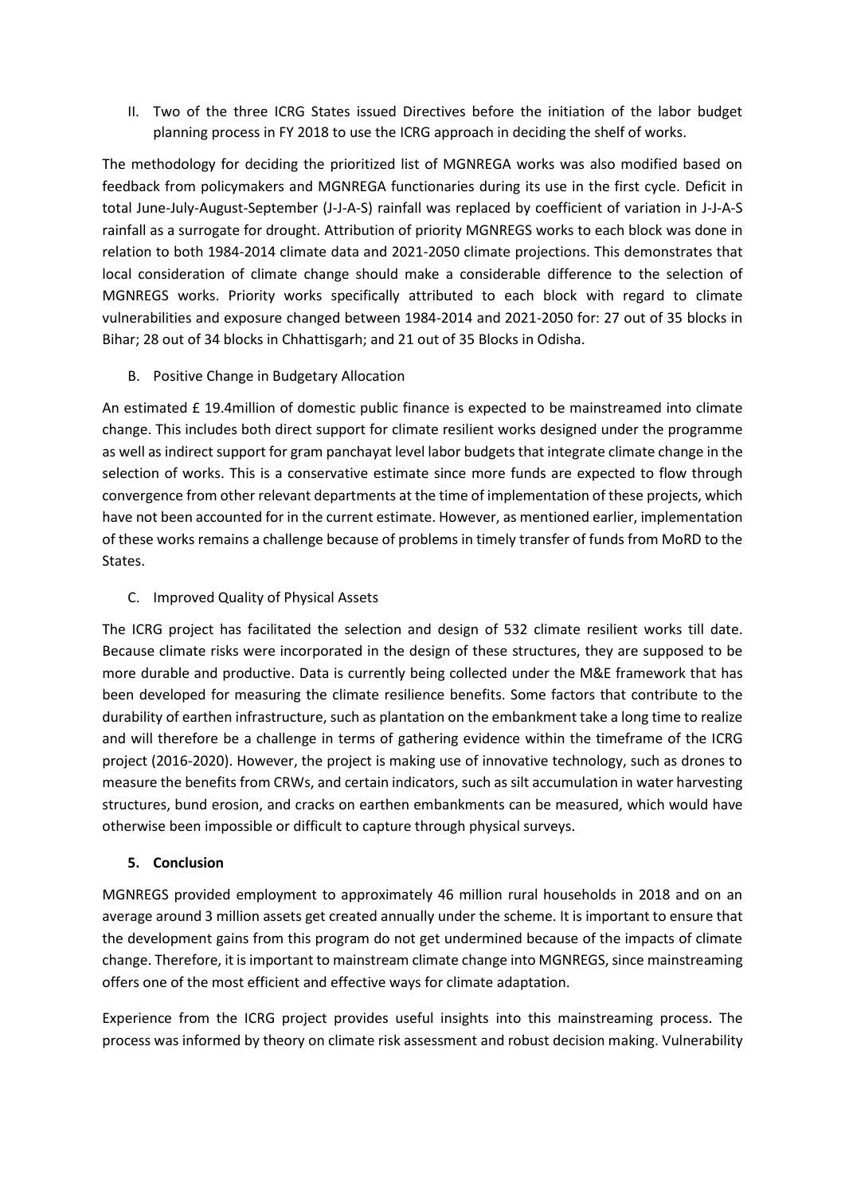II. Two of the three ICRG States issued Directives before the initiation of the labor budget planning process in FY 2018 to use the ICRG approach in deciding the shelf of works.

The methodology for deciding the prioritized list of MGNREGA works was also modified based on feedback from policymakers and MGNREGA functionaries during its use in the first cycle. Deficit in total June-July-August-September (J-J-A-S) rainfall was replaced by coefficient of variation in J-J-A-S rainfall as a surrogate for drought. Attribution of priority MGNREGS works to each block was done in relation to both 1984-2014 climate data and 2021-2050 climate projections. This demonstrates that local consideration of climate change should make a considerable difference to the selection of MGNREGS works. Priority works specifically attributed to each block with regard to climate vulnerabilities and exposure changed between 1984-2014 and 2021-2050 for: 27 out of 35 blocks in Bihar; 28 out of 34 blocks in Chhattisgarh; and 21 out of 35 Blocks in Odisha.

B. Positive Change in Budgetary Allocation

An estimated £ 19.4million of domestic public finance is expected to be mainstreamed into climate change. This includes both direct support for climate resilient works designed under the programme as well as indirect support for gram panchayat level labor budgets that integrate climate change in the selection of works. This is a conservative estimate since more funds are expected to flow through convergence from other relevant departments at the time of implementation of these projects, which have not been accounted for in the current estimate. However, as mentioned earlier, implementation of these works remains a challenge because of problems in timely transfer of funds from MoRD to the States.

C. Improved Quality of Physical Assets

The ICRG project has facilitated the selection and design of 532 climate resilient works till date. Because climate risks were incorporated in the design of these structures, they are supposed to be more durable and productive. Data is currently being collected under the M&E framework that has been developed for measuring the climate resilience benefits. Some factors that contribute to the durability of earthen infrastructure, such as plantation on the embankment take a long time to realize and will therefore be a challenge in terms of gathering evidence within the timeframe of the ICRG project (2016-2020). However, the project is making use of innovative technology, such as drones to measure the benefits from CRWs, and certain indicators, such as silt accumulation in water harvesting structures, bund erosion, and cracks on earthen embankments can be measured, which would have otherwise been impossible or difficult to capture through physical surveys.

## 5. Conclusion

MGNREGS provided employment to approximately 46 million rural households in 2018 and on an average around 3 million assets get created annually under the scheme. It is important to ensure that the development gains from this program do not get undermined because of the impacts of climate change. Therefore, it is important to mainstream climate change into MGNREGS, since mainstreaming offers one of the most efficient and effective ways for climate adaptation.

Experience from the ICRG project provides useful insights into this mainstreaming process. The process was informed by theory on climate risk assessment and robust decision making. Vulnerability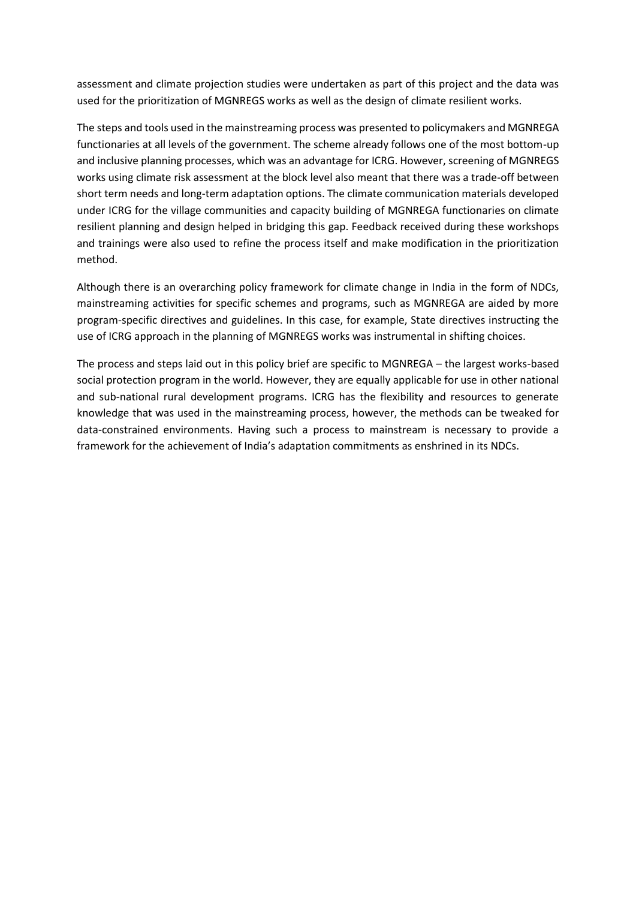assessment and climate projection studies were undertaken as part of this project and the data was used for the prioritization of MGNREGS works as well as the design of climate resilient works.

The steps and tools used in the mainstreaming process was presented to policymakers and MGNREGA functionaries at all levels of the government. The scheme already follows one of the most bottom-up and inclusive planning processes, which was an advantage for ICRG. However, screening of MGNREGS works using climate risk assessment at the block level also meant that there was a trade-off between short term needs and long-term adaptation options. The climate communication materials developed under ICRG for the village communities and capacity building of MGNREGA functionaries on climate resilient planning and design helped in bridging this gap. Feedback received during these workshops and trainings were also used to refine the process itself and make modification in the prioritization method.

Although there is an overarching policy framework for climate change in India in the form of NDCs, mainstreaming activities for specific schemes and programs, such as MGNREGA are aided by more program-specific directives and guidelines. In this case, for example, State directives instructing the use of ICRG approach in the planning of MGNREGS works was instrumental in shifting choices.

The process and steps laid out in this policy brief are specific to MGNREGA – the largest works-based social protection program in the world. However, they are equally applicable for use in other national and sub-national rural development programs. ICRG has the flexibility and resources to generate knowledge that was used in the mainstreaming process, however, the methods can be tweaked for data-constrained environments. Having such a process to mainstream is necessary to provide a framework for the achievement of India's adaptation commitments as enshrined in its NDCs.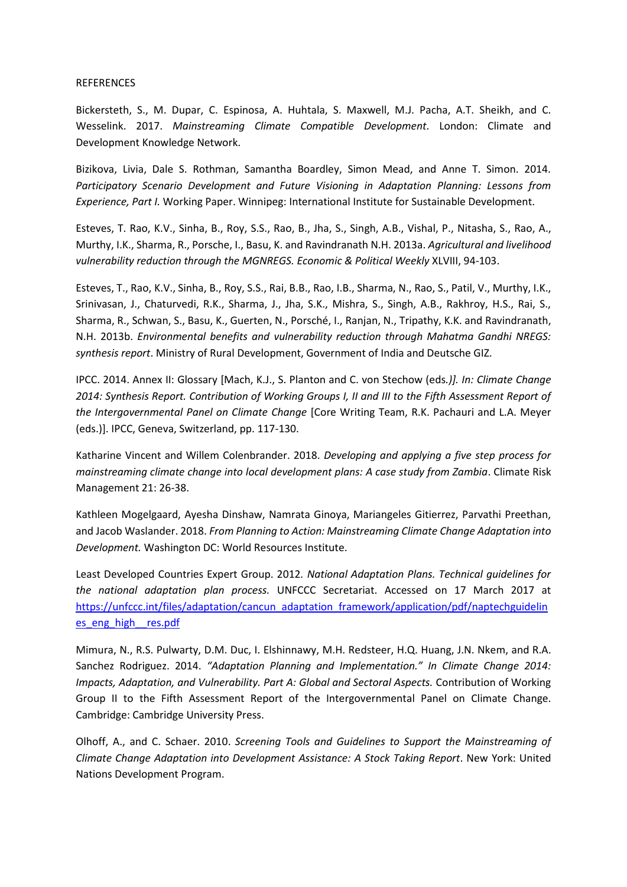REFERENCES

Bickersteth, S., M. Dupar, C. Espinosa, A. Huhtala, S. Maxwell, M.J. Pacha, A.T. Sheikh, and C. Wesselink. 2017. *Mainstreaming Climate Compatible Development*. London: Climate and Development Knowledge Network.

Bizikova, Livia, Dale S. Rothman, Samantha Boardley, Simon Mead, and Anne T. Simon. 2014. *Participatory Scenario Development and Future Visioning in Adaptation Planning: Lessons from Experience, Part I.* Working Paper. Winnipeg: International Institute for Sustainable Development.

Esteves, T. Rao, K.V., Sinha, B., Roy, S.S., Rao, B., Jha, S., Singh, A.B., Vishal, P., Nitasha, S., Rao, A., Murthy, I.K., Sharma, R., Porsche, I., Basu, K. and Ravindranath N.H. 2013a. *Agricultural and livelihood vulnerability reduction through the MGNREGS. Economic & Political Weekly* XLVIII, 94-103.

Esteves, T., Rao, K.V., Sinha, B., Roy, S.S., Rai, B.B., Rao, I.B., Sharma, N., Rao, S., Patil, V., Murthy, I.K., Srinivasan, J., Chaturvedi, R.K., Sharma, J., Jha, S.K., Mishra, S., Singh, A.B., Rakhroy, H.S., Rai, S., Sharma, R., Schwan, S., Basu, K., Guerten, N., Porsché, I., Ranjan, N., Tripathy, K.K. and Ravindranath, N.H. 2013b. *Environmental benefits and vulnerability reduction through Mahatma Gandhi NREGS: synthesis report*. Ministry of Rural Development, Government of India and Deutsche GIZ.

IPCC. 2014. Annex II: Glossary [Mach, K.J., S. Planton and C. von Stechow (eds*.)]. In: Climate Change 2014: Synthesis Report. Contribution of Working Groups I, II and III to the Fifth Assessment Report of the Intergovernmental Panel on Climate Change* [Core Writing Team, R.K. Pachauri and L.A. Meyer (eds.)]. IPCC, Geneva, Switzerland, pp. 117-130.

Katharine Vincent and Willem Colenbrander. 2018. *Developing and applying a five step process for mainstreaming climate change into local development plans: A case study from Zambia*. Climate Risk Management 21: 26-38.

Kathleen Mogelgaard, Ayesha Dinshaw, Namrata Ginoya, Mariangeles Gitierrez, Parvathi Preethan, and Jacob Waslander. 2018. *From Planning to Action: Mainstreaming Climate Change Adaptation into Development.* Washington DC: World Resources Institute.

Least Developed Countries Expert Group. 2012*. National Adaptation Plans. Technical guidelines for the national adaptation plan process.* UNFCCC Secretariat. Accessed on 17 March 2017 at https://unfccc.int/files/adaptation/cancun_adaptation_framework/application/pdf/naptechguidelines_eng_high__res.pdf

Mimura, N., R.S. Pulwarty, D.M. Duc, I. Elshinnawy, M.H. Redsteer, H.Q. Huang, J.N. Nkem, and R.A. Sanchez Rodriguez. 2014. *"Adaptation Planning and Implementation." In Climate Change 2014: Impacts, Adaptation, and Vulnerability. Part A: Global and Sectoral Aspects.* Contribution of Working Group II to the Fifth Assessment Report of the Intergovernmental Panel on Climate Change. Cambridge: Cambridge University Press.

Olhoff, A., and C. Schaer. 2010. *Screening Tools and Guidelines to Support the Mainstreaming of Climate Change Adaptation into Development Assistance: A Stock Taking Report*. New York: United Nations Development Program.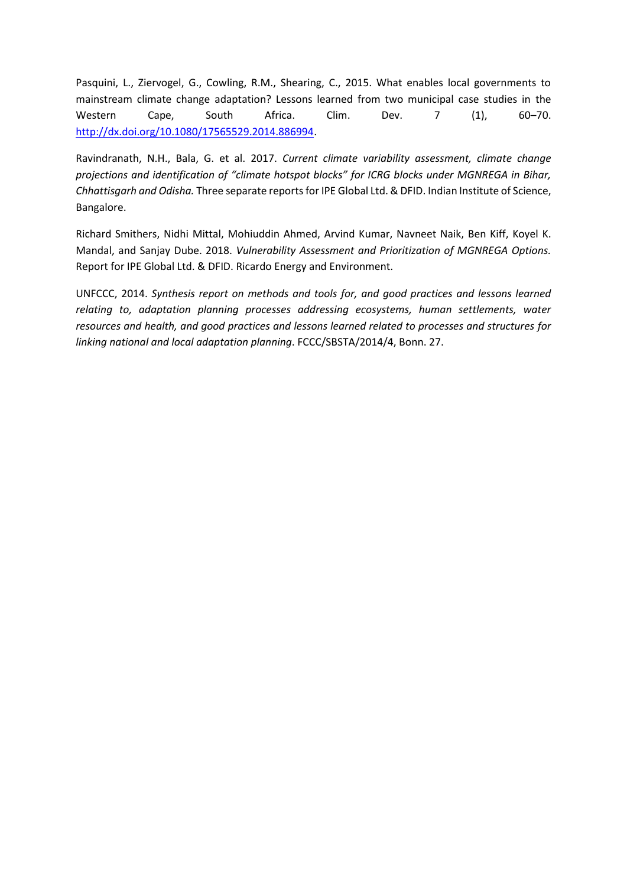Pasquini, L., Ziervogel, G., Cowling, R.M., Shearing, C., 2015. What enables local governments to mainstream climate change adaptation? Lessons learned from two municipal case studies in the Western Cape, South Africa. Clim. Dev. 7 (1), 60–70. http://dx.doi.org/10.1080/17565529.2014.886994.

Ravindranath, N.H., Bala, G. et al. 2017. *Current climate variability assessment, climate change projections and identification of "climate hotspot blocks" for ICRG blocks under MGNREGA in Bihar, Chhattisgarh and Odisha.* Three separate reports for IPE Global Ltd. & DFID. Indian Institute of Science, Bangalore.

Richard Smithers, Nidhi Mittal, Mohiuddin Ahmed, Arvind Kumar, Navneet Naik, Ben Kiff, Koyel K. Mandal, and Sanjay Dube. 2018. *Vulnerability Assessment and Prioritization of MGNREGA Options.* Report for IPE Global Ltd. & DFID. Ricardo Energy and Environment.

UNFCCC, 2014. *Synthesis report on methods and tools for, and good practices and lessons learned relating to, adaptation planning processes addressing ecosystems, human settlements, water resources and health, and good practices and lessons learned related to processes and structures for linking national and local adaptation planning*. FCCC/SBSTA/2014/4, Bonn. 27.